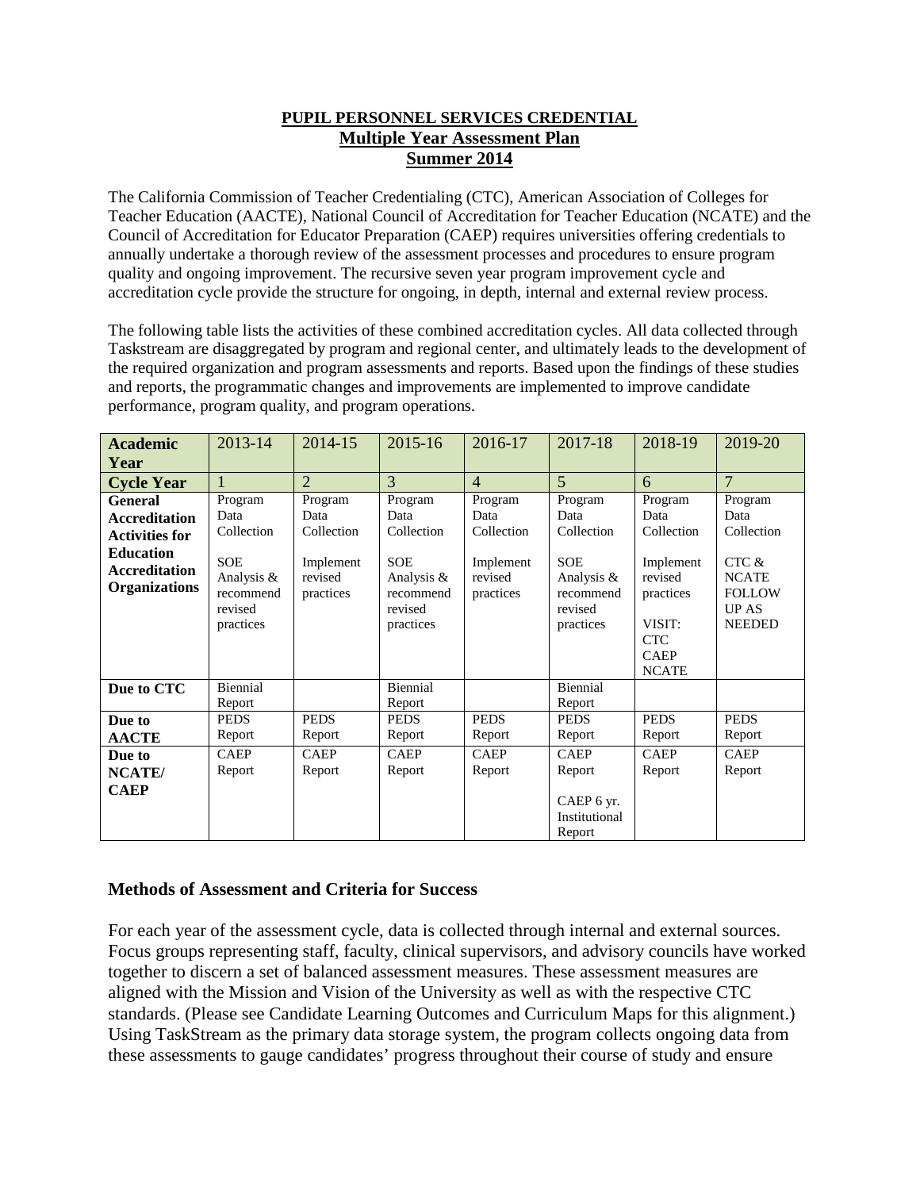# PUPIL PERSONNEL SERVICES CREDENTIAL
## Multiple Year Assessment Plan
## Summer 2014

The California Commission of Teacher Credentialing (CTC), American Association of Colleges for Teacher Education (AACTE), National Council of Accreditation for Teacher Education (NCATE) and the Council of Accreditation for Educator Preparation (CAEP) requires universities offering credentials to annually undertake a thorough review of the assessment processes and procedures to ensure program quality and ongoing improvement. The recursive seven year program improvement cycle and accreditation cycle provide the structure for ongoing, in depth, internal and external review process.

The following table lists the activities of these combined accreditation cycles. All data collected through Taskstream are disaggregated by program and regional center, and ultimately leads to the development of the required organization and program assessments and reports. Based upon the findings of these studies and reports, the programmatic changes and improvements are implemented to improve candidate performance, program quality, and program operations.

| **Academic Year** | 2013-14 | 2014-15 | 2015-16 | 2016-17 | 2017-18 | 2018-19 | 2019-20 |
|---|---|---|---|---|---|---|---|
| **Cycle Year** | 1 | 2 | 3 | 4 | 5 | 6 | 7 |
| **General Accreditation Activities for Education Accreditation Organizations** | Program Data Collection<br><br>SOE Analysis & recommend revised practices | Program Data Collection<br><br>Implement revised practices | Program Data Collection<br><br>SOE Analysis & recommend revised practices | Program Data Collection<br><br>Implement revised practices | Program Data Collection<br><br>SOE Analysis & recommend revised practices | Program Data Collection<br><br>Implement revised practices<br><br>VISIT: CTC CAEP NCATE | Program Data Collection<br><br>CTC & NCATE FOLLOW UP AS NEEDED |
| **Due to CTC** | Biennial Report | | Biennial Report | | Biennial Report | | |
| **Due to AACTE** | PEDS Report | PEDS Report | PEDS Report | PEDS Report | PEDS Report | PEDS Report | PEDS Report |
| **Due to NCATE/ CAEP** | CAEP Report | CAEP Report | CAEP Report | CAEP Report | CAEP Report<br><br>CAEP 6 yr. Institutional Report | CAEP Report | CAEP Report |

### Methods of Assessment and Criteria for Success

For each year of the assessment cycle, data is collected through internal and external sources. Focus groups representing staff, faculty, clinical supervisors, and advisory councils have worked together to discern a set of balanced assessment measures. These assessment measures are aligned with the Mission and Vision of the University as well as with the respective CTC standards. (Please see Candidate Learning Outcomes and Curriculum Maps for this alignment.) Using TaskStream as the primary data storage system, the program collects ongoing data from these assessments to gauge candidates' progress throughout their course of study and ensure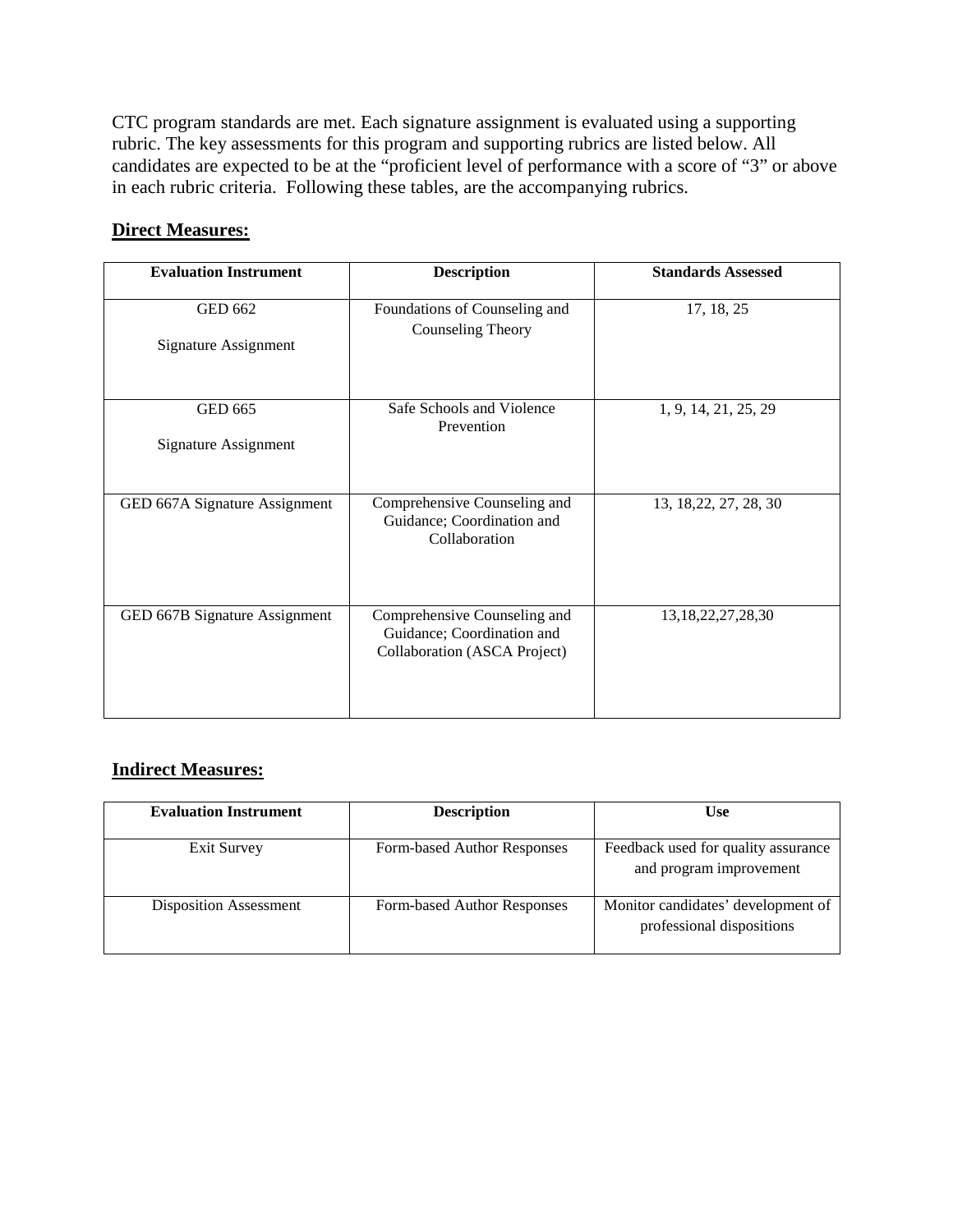CTC program standards are met. Each signature assignment is evaluated using a supporting rubric. The key assessments for this program and supporting rubrics are listed below. All candidates are expected to be at the "proficient level of performance with a score of "3" or above in each rubric criteria. Following these tables, are the accompanying rubrics.

**Direct Measures:**

| Evaluation Instrument | Description | Standards Assessed |
|---|---|---|
| GED 662<br><br>Signature Assignment | Foundations of Counseling and Counseling Theory | 17, 18, 25 |
| GED 665<br><br>Signature Assignment | Safe Schools and Violence Prevention | 1, 9, 14, 21, 25, 29 |
| GED 667A Signature Assignment | Comprehensive Counseling and Guidance; Coordination and Collaboration | 13, 18,22, 27, 28, 30 |
| GED 667B Signature Assignment | Comprehensive Counseling and Guidance; Coordination and Collaboration (ASCA Project) | 13,18,22,27,28,30 |

**Indirect Measures:**

| Evaluation Instrument | Description | Use |
|---|---|---|
| Exit Survey | Form-based Author Responses | Feedback used for quality assurance and program improvement |
| Disposition Assessment | Form-based Author Responses | Monitor candidates' development of professional dispositions |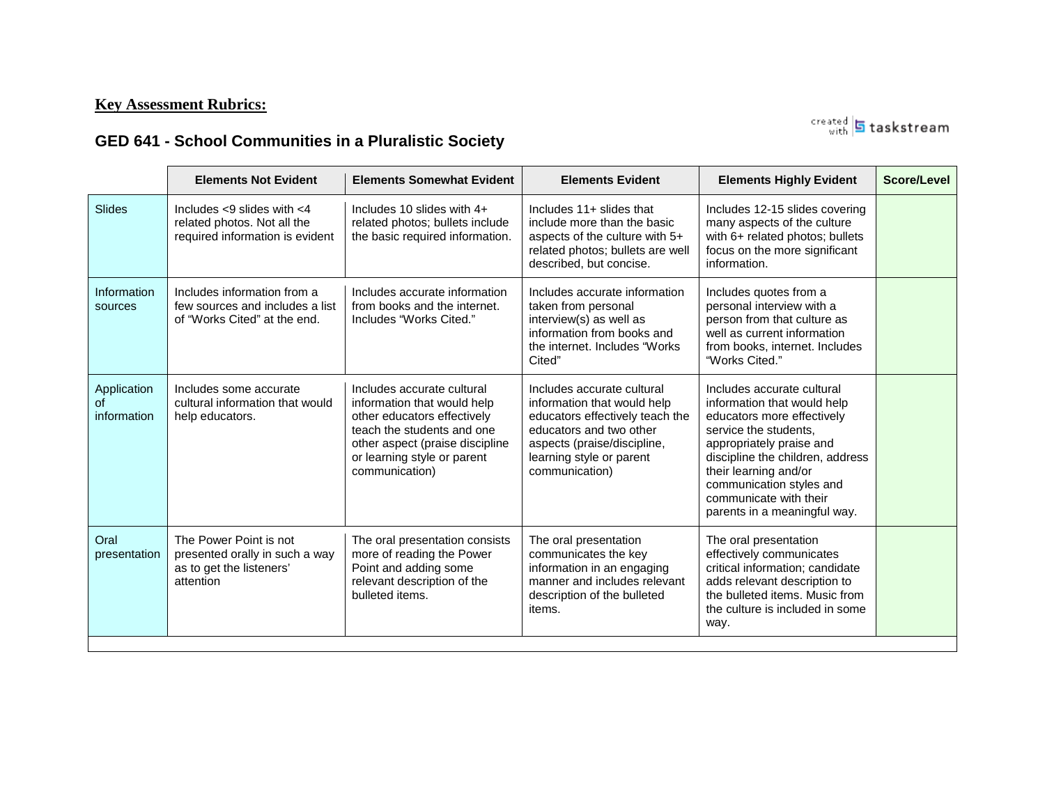**Key Assessment Rubrics:**

## GED 641 - School Communities in a Pluralistic Society

| | Elements Not Evident | Elements Somewhat Evident | Elements Evident | Elements Highly Evident | Score/Level |
|---|---|---|---|---|---|
| Slides | Includes <9 slides with <4 related photos. Not all the required information is evident | Includes 10 slides with 4+ related photos; bullets include the basic required information. | Includes 11+ slides that include more than the basic aspects of the culture with 5+ related photos; bullets are well described, but concise. | Includes 12-15 slides covering many aspects of the culture with 6+ related photos; bullets focus on the more significant information. | |
| Information sources | Includes information from a few sources and includes a list of “Works Cited” at the end. | Includes accurate information from books and the internet. Includes “Works Cited.” | Includes accurate information taken from personal interview(s) as well as information from books and the internet. Includes “Works Cited” | Includes quotes from a personal interview with a person from that culture as well as current information from books, internet. Includes “Works Cited.” | |
| Application of information | Includes some accurate cultural information that would help educators. | Includes accurate cultural information that would help other educators effectively teach the students and one other aspect (praise discipline or learning style or parent communication) | Includes accurate cultural information that would help educators effectively teach the educators and two other aspects (praise/discipline, learning style or parent communication) | Includes accurate cultural information that would help educators more effectively service the students, appropriately praise and discipline the children, address their learning and/or communication styles and communicate with their parents in a meaningful way. | |
| Oral presentation | The Power Point is not presented orally in such a way as to get the listeners' attention | The oral presentation consists more of reading the Power Point and adding some relevant description of the bulleted items. | The oral presentation communicates the key information in an engaging manner and includes relevant description of the bulleted items. | The oral presentation effectively communicates critical information; candidate adds relevant description to the bulleted items. Music from the culture is included in some way. | |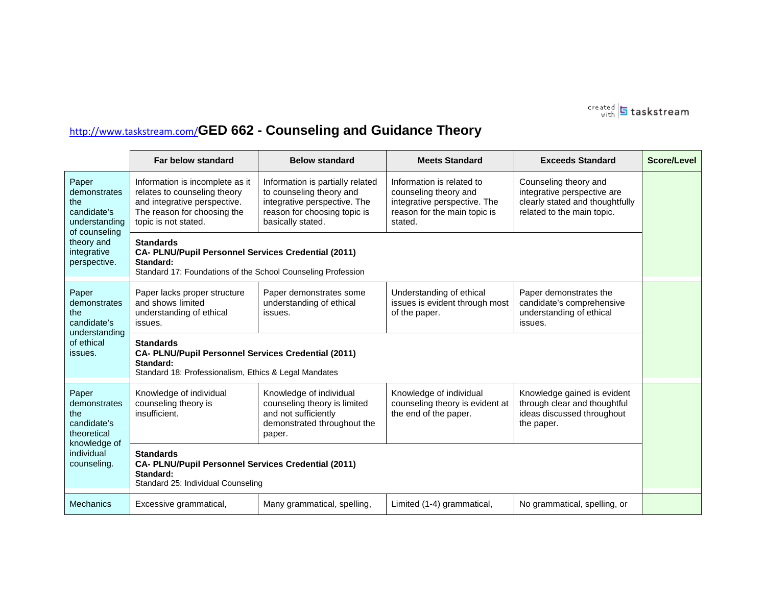http://www.taskstream.com/ **GED 662 - Counseling and Guidance Theory**

| | Far below standard | Below standard | Meets Standard | Exceeds Standard | Score/Level |
|---|---|---|---|---|---|
| Paper demonstrates the candidate's understanding of counseling theory and integrative perspective. | Information is incomplete as it relates to counseling theory and integrative perspective. The reason for choosing the topic is not stated. | Information is partially related to counseling theory and integrative perspective. The reason for choosing topic is basically stated. | Information is related to counseling theory and integrative perspective. The reason for the main topic is stated. | Counseling theory and integrative perspective are clearly stated and thoughtfully related to the main topic. | |
| | **Standards** **CA- PLNU/Pupil Personnel Services Credential (2011)** **Standard:** Standard 17: Foundations of the School Counseling Profession | | | | |
| Paper demonstrates the candidate's understanding of ethical issues. | Paper lacks proper structure and shows limited understanding of ethical issues. | Paper demonstrates some understanding of ethical issues. | Understanding of ethical issues is evident through most of the paper. | Paper demonstrates the candidate's comprehensive understanding of ethical issues. | |
| | **Standards** **CA- PLNU/Pupil Personnel Services Credential (2011)** **Standard:** Standard 18: Professionalism, Ethics & Legal Mandates | | | | |
| Paper demonstrates the candidate's theoretical knowledge of individual counseling. | Knowledge of individual counseling theory is insufficient. | Knowledge of individual counseling theory is limited and not sufficiently demonstrated throughout the paper. | Knowledge of individual counseling theory is evident at the end of the paper. | Knowledge gained is evident through clear and thoughtful ideas discussed throughout the paper. | |
| | **Standards** **CA- PLNU/Pupil Personnel Services Credential (2011)** **Standard:** Standard 25: Individual Counseling | | | | |
| Mechanics | Excessive grammatical, | Many grammatical, spelling, | Limited (1-4) grammatical, | No grammatical, spelling, or | |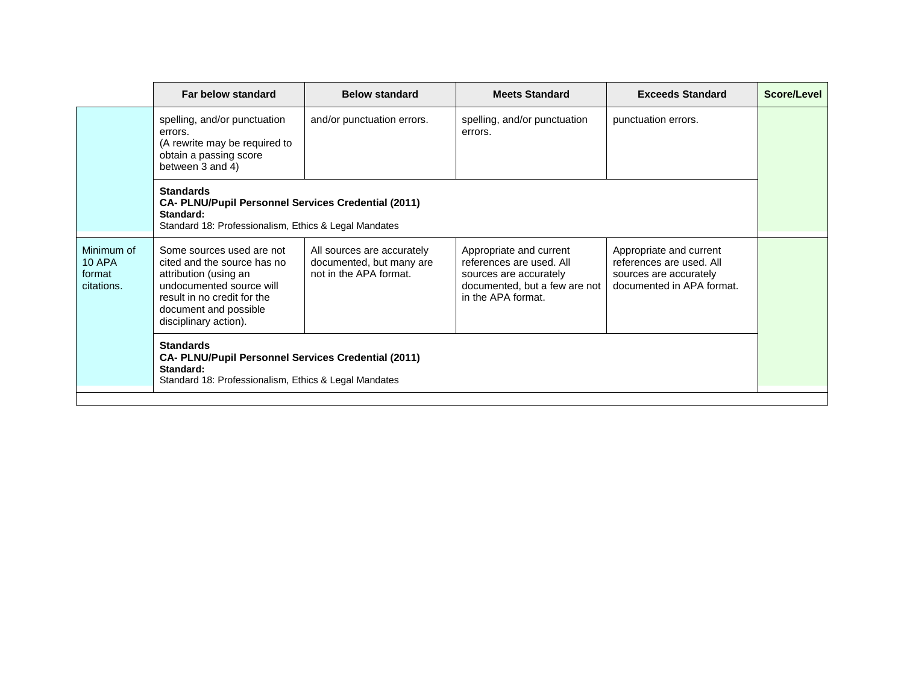| | Far below standard | Below standard | Meets Standard | Exceeds Standard | Score/Level |
|---|---|---|---|---|---|
| | spelling, and/or punctuation errors.<br>(A rewrite may be required to obtain a passing score between 3 and 4) | and/or punctuation errors. | spelling, and/or punctuation errors. | punctuation errors. | |
| | **Standards**<br>**CA- PLNU/Pupil Personnel Services Credential (2011)**<br>**Standard:**<br>Standard 18: Professionalism, Ethics & Legal Mandates | | | | |
| Minimum of 10 APA format citations. | Some sources used are not cited and the source has no attribution (using an undocumented source will result in no credit for the document and possible disciplinary action). | All sources are accurately documented, but many are not in the APA format. | Appropriate and current references are used. All sources are accurately documented, but a few are not in the APA format. | Appropriate and current references are used. All sources are accurately documented in APA format. | |
| | **Standards**<br>**CA- PLNU/Pupil Personnel Services Credential (2011)**<br>**Standard:**<br>Standard 18: Professionalism, Ethics & Legal Mandates | | | | |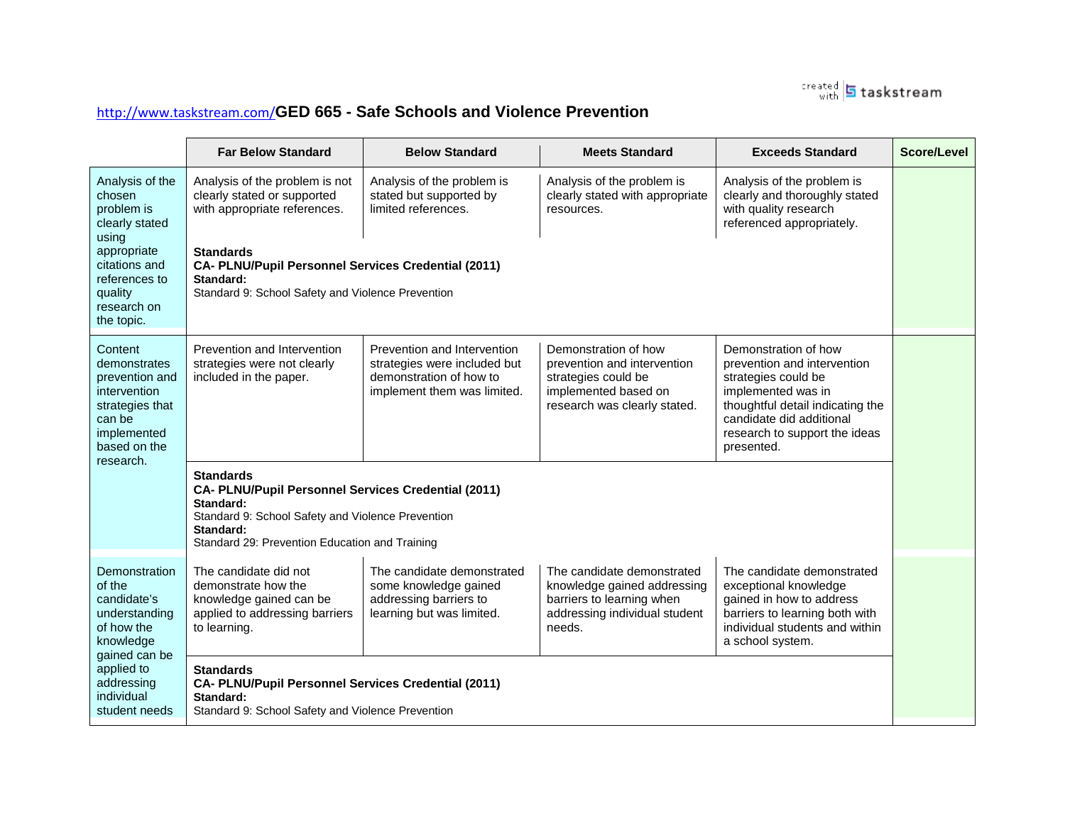http://www.taskstream.com/**GED 665 - Safe Schools and Violence Prevention**

| | Far Below Standard | Below Standard | Meets Standard | Exceeds Standard | Score/Level |
|---|---|---|---|---|---|
| Analysis of the chosen problem is clearly stated using appropriate citations and references to quality research on the topic. | Analysis of the problem is not clearly stated or supported with appropriate references. | Analysis of the problem is stated but supported by limited references. | Analysis of the problem is clearly stated with appropriate resources. | Analysis of the problem is clearly and thoroughly stated with quality research referenced appropriately. | |
| | **Standards** **CA- PLNU/Pupil Personnel Services Credential (2011)** **Standard:** Standard 9: School Safety and Violence Prevention | | | | |
| Content demonstrates prevention and intervention strategies that can be implemented based on the research. | Prevention and Intervention strategies were not clearly included in the paper. | Prevention and Intervention strategies were included but demonstration of how to implement them was limited. | Demonstration of how prevention and intervention strategies could be implemented based on research was clearly stated. | Demonstration of how prevention and intervention strategies could be implemented was in thoughtful detail indicating the candidate did additional research to support the ideas presented. | |
| | **Standards** **CA- PLNU/Pupil Personnel Services Credential (2011)** **Standard:** Standard 9: School Safety and Violence Prevention **Standard:** Standard 29: Prevention Education and Training | | | | |
| Demonstration of the candidate's understanding of how the knowledge gained can be applied to addressing individual student needs | The candidate did not demonstrate how the knowledge gained can be applied to addressing barriers to learning. | The candidate demonstrated some knowledge gained addressing barriers to learning but was limited. | The candidate demonstrated knowledge gained addressing barriers to learning when addressing individual student needs. | The candidate demonstrated exceptional knowledge gained in how to address barriers to learning both with individual students and within a school system. | |
| | **Standards** **CA- PLNU/Pupil Personnel Services Credential (2011)** **Standard:** Standard 9: School Safety and Violence Prevention | | | | |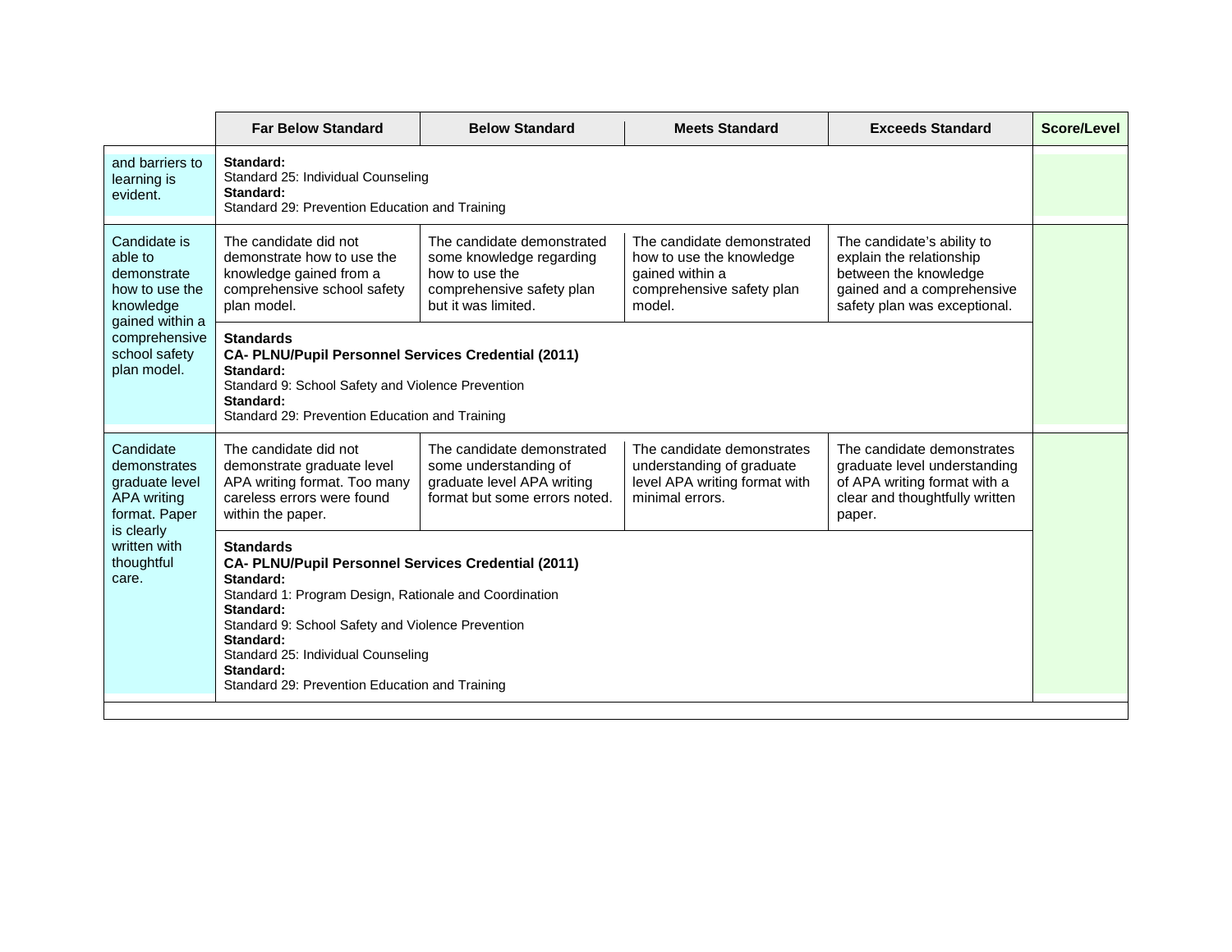| | Far Below Standard | Below Standard | Meets Standard | Exceeds Standard | Score/Level |
|---|---|---|---|---|---|
| and barriers to learning is evident. | **Standard:** Standard 25: Individual Counseling **Standard:** Standard 29: Prevention Education and Training | | | | |
| Candidate is able to demonstrate how to use the knowledge gained within a comprehensive school safety plan model. | The candidate did not demonstrate how to use the knowledge gained from a comprehensive school safety plan model. | The candidate demonstrated some knowledge regarding how to use the comprehensive safety plan but it was limited. | The candidate demonstrated how to use the knowledge gained within a comprehensive safety plan model. | The candidate's ability to explain the relationship between the knowledge gained and a comprehensive safety plan was exceptional. | |
| | **Standards** **CA- PLNU/Pupil Personnel Services Credential (2011)** **Standard:** Standard 9: School Safety and Violence Prevention **Standard:** Standard 29: Prevention Education and Training | | | | |
| Candidate demonstrates graduate level APA writing format. Paper is clearly written with thoughtful care. | The candidate did not demonstrate graduate level APA writing format. Too many careless errors were found within the paper. | The candidate demonstrated some understanding of graduate level APA writing format but some errors noted. | The candidate demonstrates understanding of graduate level APA writing format with minimal errors. | The candidate demonstrates graduate level understanding of APA writing format with a clear and thoughtfully written paper. | |
| | **Standards** **CA- PLNU/Pupil Personnel Services Credential (2011)** **Standard:** Standard 1: Program Design, Rationale and Coordination **Standard:** Standard 9: School Safety and Violence Prevention **Standard:** Standard 25: Individual Counseling **Standard:** Standard 29: Prevention Education and Training | | | | |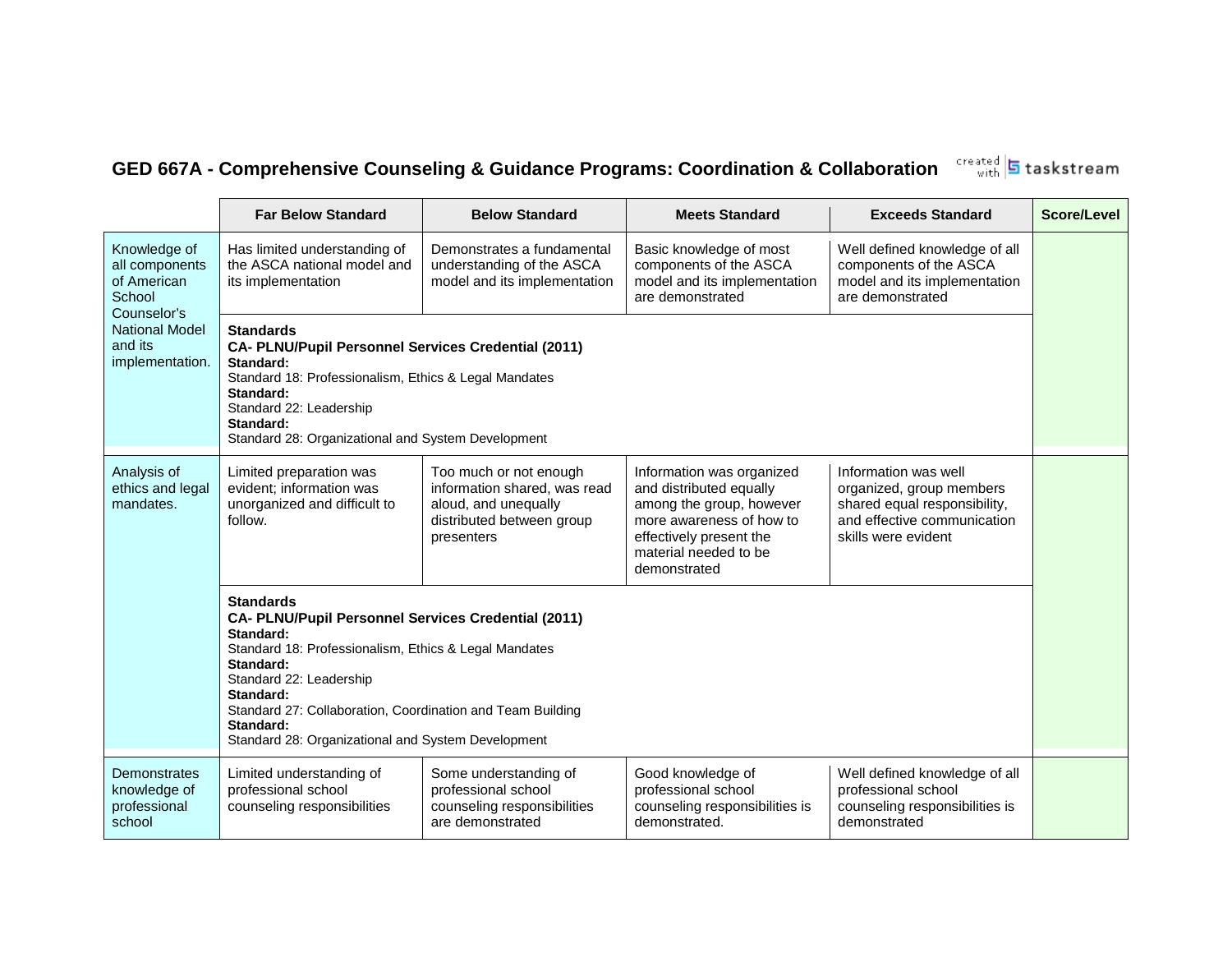## GED 667A - Comprehensive Counseling & Guidance Programs: Coordination & Collaboration

| | Far Below Standard | Below Standard | Meets Standard | Exceeds Standard | Score/Level |
|---|---|---|---|---|---|
| Knowledge of all components of American School Counselor's National Model and its implementation. | Has limited understanding of the ASCA national model and its implementation | Demonstrates a fundamental understanding of the ASCA model and its implementation | Basic knowledge of most components of the ASCA model and its implementation are demonstrated | Well defined knowledge of all components of the ASCA model and its implementation are demonstrated | |
| | **Standards**<br>**CA- PLNU/Pupil Personnel Services Credential (2011)**<br>**Standard:**<br>Standard 18: Professionalism, Ethics & Legal Mandates<br>**Standard:**<br>Standard 22: Leadership<br>**Standard:**<br>Standard 28: Organizational and System Development | | | | |
| Analysis of ethics and legal mandates. | Limited preparation was evident; information was unorganized and difficult to follow. | Too much or not enough information shared, was read aloud, and unequally distributed between group presenters | Information was organized and distributed equally among the group, however more awareness of how to effectively present the material needed to be demonstrated | Information was well organized, group members shared equal responsibility, and effective communication skills were evident | |
| | **Standards**<br>**CA- PLNU/Pupil Personnel Services Credential (2011)**<br>**Standard:**<br>Standard 18: Professionalism, Ethics & Legal Mandates<br>**Standard:**<br>Standard 22: Leadership<br>**Standard:**<br>Standard 27: Collaboration, Coordination and Team Building<br>**Standard:**<br>Standard 28: Organizational and System Development | | | | |
| Demonstrates knowledge of professional school | Limited understanding of professional school counseling responsibilities | Some understanding of professional school counseling responsibilities are demonstrated | Good knowledge of professional school counseling responsibilities is demonstrated. | Well defined knowledge of all professional school counseling responsibilities is demonstrated | |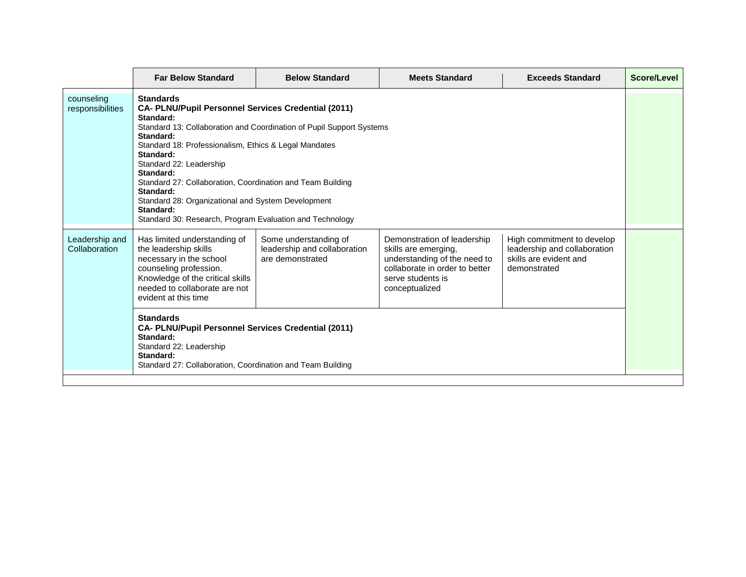| | Far Below Standard | Below Standard | Meets Standard | Exceeds Standard | Score/Level |
|---|---|---|---|---|---|
| counseling responsibilities | **Standards**<br>**CA- PLNU/Pupil Personnel Services Credential (2011)**<br>**Standard:**<br>Standard 13: Collaboration and Coordination of Pupil Support Systems<br>**Standard:**<br>Standard 18: Professionalism, Ethics & Legal Mandates<br>**Standard:**<br>Standard 22: Leadership<br>**Standard:**<br>Standard 27: Collaboration, Coordination and Team Building<br>**Standard:**<br>Standard 28: Organizational and System Development<br>**Standard:**<br>Standard 30: Research, Program Evaluation and Technology | | | | |
| Leadership and Collaboration | Has limited understanding of the leadership skills necessary in the school counseling profession. Knowledge of the critical skills needed to collaborate are not evident at this time | Some understanding of leadership and collaboration are demonstrated | Demonstration of leadership skills are emerging, understanding of the need to collaborate in order to better serve students is conceptualized | High commitment to develop leadership and collaboration skills are evident and demonstrated | |
| | **Standards**<br>**CA- PLNU/Pupil Personnel Services Credential (2011)**<br>**Standard:**<br>Standard 22: Leadership<br>**Standard:**<br>Standard 27: Collaboration, Coordination and Team Building | | | | |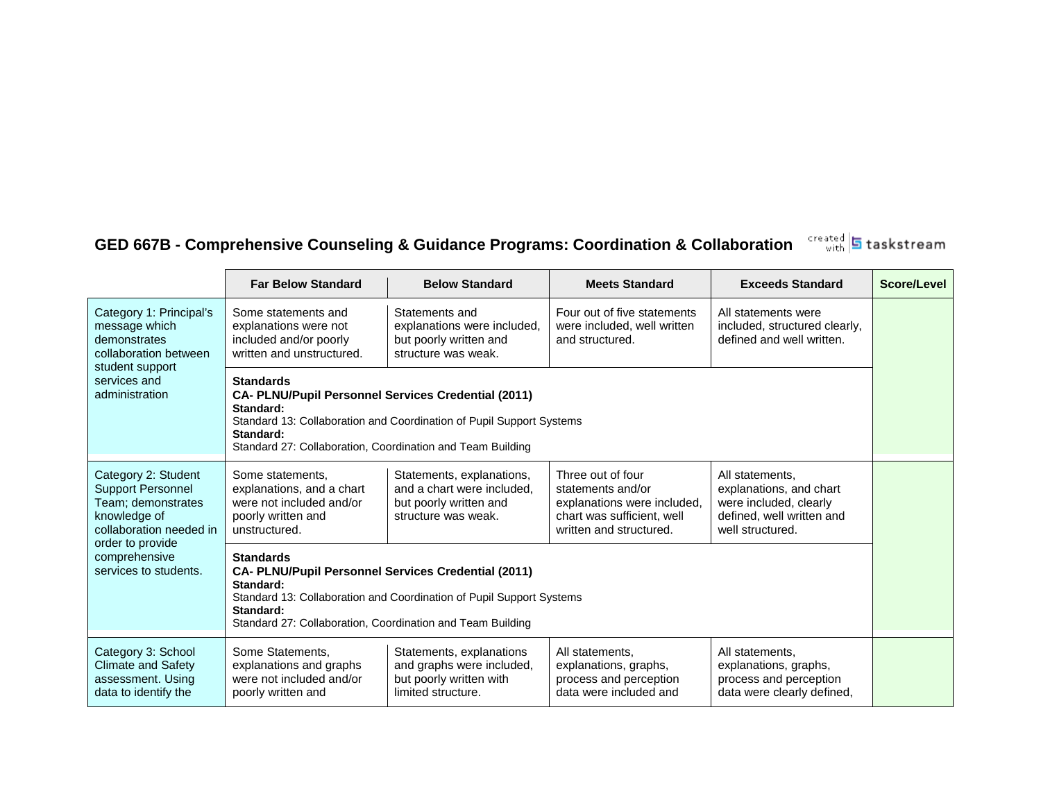## GED 667B - Comprehensive Counseling & Guidance Programs: Coordination & Collaboration

| | Far Below Standard | Below Standard | Meets Standard | Exceeds Standard | Score/Level |
|---|---|---|---|---|---|
| Category 1: Principal's message which demonstrates collaboration between student support services and administration | Some statements and explanations were not included and/or poorly written and unstructured. | Statements and explanations were included, but poorly written and structure was weak. | Four out of five statements were included, well written and structured. | All statements were included, structured clearly, defined and well written. | |
| | **Standards** **CA- PLNU/Pupil Personnel Services Credential (2011)** **Standard:** Standard 13: Collaboration and Coordination of Pupil Support Systems **Standard:** Standard 27: Collaboration, Coordination and Team Building | | | | |
| Category 2: Student Support Personnel Team; demonstrates knowledge of collaboration needed in order to provide comprehensive services to students. | Some statements, explanations, and a chart were not included and/or poorly written and unstructured. | Statements, explanations, and a chart were included, but poorly written and structure was weak. | Three out of four statements and/or explanations were included, chart was sufficient, well written and structured. | All statements, explanations, and chart were included, clearly defined, well written and well structured. | |
| | **Standards** **CA- PLNU/Pupil Personnel Services Credential (2011)** **Standard:** Standard 13: Collaboration and Coordination of Pupil Support Systems **Standard:** Standard 27: Collaboration, Coordination and Team Building | | | | |
| Category 3: School Climate and Safety assessment. Using data to identify the | Some Statements, explanations and graphs were not included and/or poorly written and | Statements, explanations and graphs were included, but poorly written with limited structure. | All statements, explanations, graphs, process and perception data were included and | All statements, explanations, graphs, process and perception data were clearly defined, | |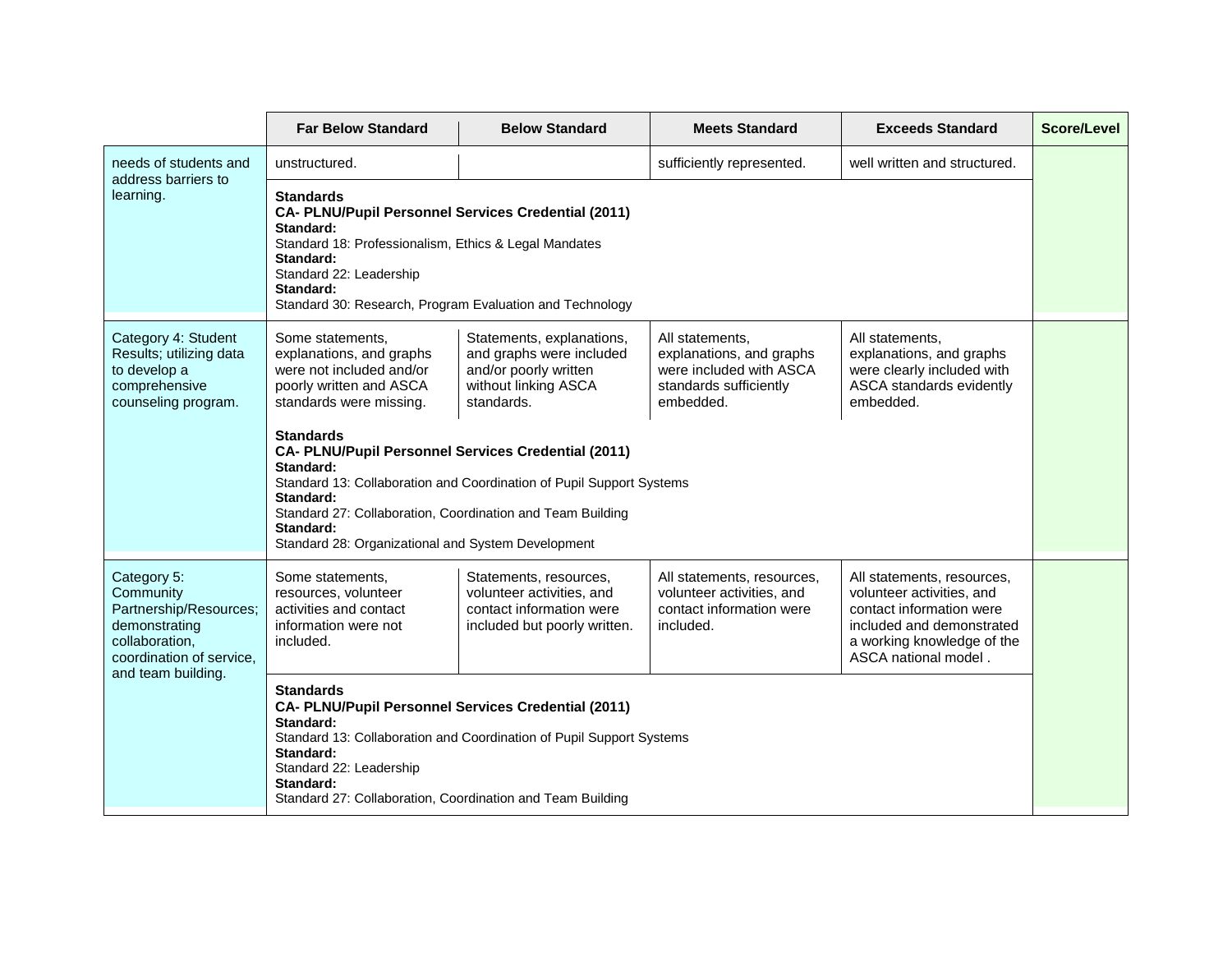| | Far Below Standard | Below Standard | Meets Standard | Exceeds Standard | Score/Level |
|---|---|---|---|---|---|
| needs of students and address barriers to learning. | unstructured. | | sufficiently represented. | well written and structured. | |
| | **Standards** **CA- PLNU/Pupil Personnel Services Credential (2011)** **Standard:** Standard 18: Professionalism, Ethics & Legal Mandates **Standard:** Standard 22: Leadership **Standard:** Standard 30: Research, Program Evaluation and Technology | | | | |
| Category 4: Student Results; utilizing data to develop a comprehensive counseling program. | Some statements, explanations, and graphs were not included and/or poorly written and ASCA standards were missing. | Statements, explanations, and graphs were included and/or poorly written without linking ASCA standards. | All statements, explanations, and graphs were included with ASCA standards sufficiently embedded. | All statements, explanations, and graphs were clearly included with ASCA standards evidently embedded. | |
| | **Standards** **CA- PLNU/Pupil Personnel Services Credential (2011)** **Standard:** Standard 13: Collaboration and Coordination of Pupil Support Systems **Standard:** Standard 27: Collaboration, Coordination and Team Building **Standard:** Standard 28: Organizational and System Development | | | | |
| Category 5: Community Partnership/Resources; demonstrating collaboration, coordination of service, and team building. | Some statements, resources, volunteer activities and contact information were not included. | Statements, resources, volunteer activities, and contact information were included but poorly written. | All statements, resources, volunteer activities, and contact information were included. | All statements, resources, volunteer activities, and contact information were included and demonstrated a working knowledge of the ASCA national model . | |
| | **Standards** **CA- PLNU/Pupil Personnel Services Credential (2011)** **Standard:** Standard 13: Collaboration and Coordination of Pupil Support Systems **Standard:** Standard 22: Leadership **Standard:** Standard 27: Collaboration, Coordination and Team Building | | | | |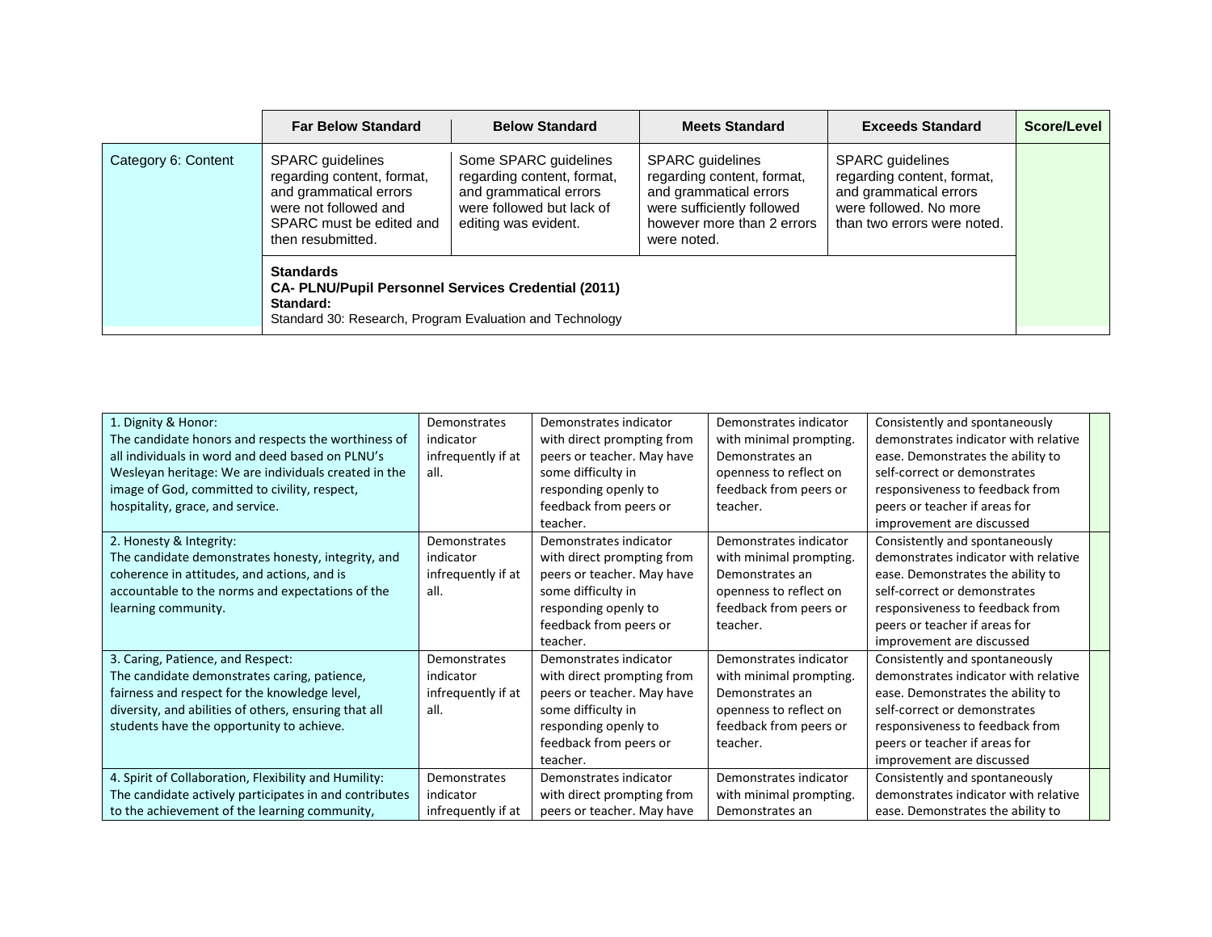| | Far Below Standard | Below Standard | Meets Standard | Exceeds Standard | Score/Level |
|---|---|---|---|---|---|
| Category 6: Content | SPARC guidelines regarding content, format, and grammatical errors were not followed and SPARC must be edited and then resubmitted. | Some SPARC guidelines regarding content, format, and grammatical errors were followed but lack of editing was evident. | SPARC guidelines regarding content, format, and grammatical errors were sufficiently followed however more than 2 errors were noted. | SPARC guidelines regarding content, format, and grammatical errors were followed. No more than two errors were noted. | |
| | **Standards** **CA- PLNU/Pupil Personnel Services Credential (2011)** **Standard:** Standard 30: Research, Program Evaluation and Technology | | | | |

| | | | | | |
|---|---|---|---|---|---|
| 1. Dignity & Honor: The candidate honors and respects the worthiness of all individuals in word and deed based on PLNU's Wesleyan heritage: We are individuals created in the image of God, committed to civility, respect, hospitality, grace, and service. | Demonstrates indicator infrequently if at all. | Demonstrates indicator with direct prompting from peers or teacher. May have some difficulty in responding openly to feedback from peers or teacher. | Demonstrates indicator with minimal prompting. Demonstrates an openness to reflect on feedback from peers or teacher. | Consistently and spontaneously demonstrates indicator with relative ease. Demonstrates the ability to self-correct or demonstrates responsiveness to feedback from peers or teacher if areas for improvement are discussed | |
| 2. Honesty & Integrity: The candidate demonstrates honesty, integrity, and coherence in attitudes, and actions, and is accountable to the norms and expectations of the learning community. | Demonstrates indicator infrequently if at all. | Demonstrates indicator with direct prompting from peers or teacher. May have some difficulty in responding openly to feedback from peers or teacher. | Demonstrates indicator with minimal prompting. Demonstrates an openness to reflect on feedback from peers or teacher. | Consistently and spontaneously demonstrates indicator with relative ease. Demonstrates the ability to self-correct or demonstrates responsiveness to feedback from peers or teacher if areas for improvement are discussed | |
| 3. Caring, Patience, and Respect: The candidate demonstrates caring, patience, fairness and respect for the knowledge level, diversity, and abilities of others, ensuring that all students have the opportunity to achieve. | Demonstrates indicator infrequently if at all. | Demonstrates indicator with direct prompting from peers or teacher. May have some difficulty in responding openly to feedback from peers or teacher. | Demonstrates indicator with minimal prompting. Demonstrates an openness to reflect on feedback from peers or teacher. | Consistently and spontaneously demonstrates indicator with relative ease. Demonstrates the ability to self-correct or demonstrates responsiveness to feedback from peers or teacher if areas for improvement are discussed | |
| 4. Spirit of Collaboration, Flexibility and Humility: The candidate actively participates in and contributes to the achievement of the learning community, | Demonstrates indicator infrequently if at | Demonstrates indicator with direct prompting from peers or teacher. May have | Demonstrates indicator with minimal prompting. Demonstrates an | Consistently and spontaneously demonstrates indicator with relative ease. Demonstrates the ability to | |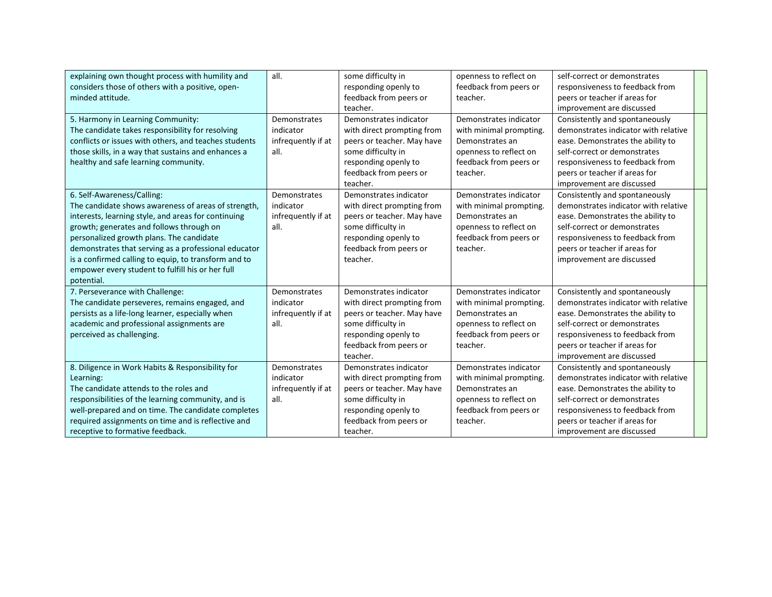| | | | | | |
|---|---|---|---|---|---|
| explaining own thought process with humility and considers those of others with a positive, open-minded attitude. | all. | some difficulty in responding openly to feedback from peers or teacher. | openness to reflect on feedback from peers or teacher. | self-correct or demonstrates responsiveness to feedback from peers or teacher if areas for improvement are discussed | |
| 5. Harmony in Learning Community: The candidate takes responsibility for resolving conflicts or issues with others, and teaches students those skills, in a way that sustains and enhances a healthy and safe learning community. | Demonstrates indicator infrequently if at all. | Demonstrates indicator with direct prompting from peers or teacher. May have some difficulty in responding openly to feedback from peers or teacher. | Demonstrates indicator with minimal prompting. Demonstrates an openness to reflect on feedback from peers or teacher. | Consistently and spontaneously demonstrates indicator with relative ease. Demonstrates the ability to self-correct or demonstrates responsiveness to feedback from peers or teacher if areas for improvement are discussed | |
| 6. Self-Awareness/Calling: The candidate shows awareness of areas of strength, interests, learning style, and areas for continuing growth; generates and follows through on personalized growth plans. The candidate demonstrates that serving as a professional educator is a confirmed calling to equip, to transform and to empower every student to fulfill his or her full potential. | Demonstrates indicator infrequently if at all. | Demonstrates indicator with direct prompting from peers or teacher. May have some difficulty in responding openly to feedback from peers or teacher. | Demonstrates indicator with minimal prompting. Demonstrates an openness to reflect on feedback from peers or teacher. | Consistently and spontaneously demonstrates indicator with relative ease. Demonstrates the ability to self-correct or demonstrates responsiveness to feedback from peers or teacher if areas for improvement are discussed | |
| 7. Perseverance with Challenge: The candidate perseveres, remains engaged, and persists as a life-long learner, especially when academic and professional assignments are perceived as challenging. | Demonstrates indicator infrequently if at all. | Demonstrates indicator with direct prompting from peers or teacher. May have some difficulty in responding openly to feedback from peers or teacher. | Demonstrates indicator with minimal prompting. Demonstrates an openness to reflect on feedback from peers or teacher. | Consistently and spontaneously demonstrates indicator with relative ease. Demonstrates the ability to self-correct or demonstrates responsiveness to feedback from peers or teacher if areas for improvement are discussed | |
| 8. Diligence in Work Habits & Responsibility for Learning: The candidate attends to the roles and responsibilities of the learning community, and is well-prepared and on time. The candidate completes required assignments on time and is reflective and receptive to formative feedback. | Demonstrates indicator infrequently if at all. | Demonstrates indicator with direct prompting from peers or teacher. May have some difficulty in responding openly to feedback from peers or teacher. | Demonstrates indicator with minimal prompting. Demonstrates an openness to reflect on feedback from peers or teacher. | Consistently and spontaneously demonstrates indicator with relative ease. Demonstrates the ability to self-correct or demonstrates responsiveness to feedback from peers or teacher if areas for improvement are discussed | |